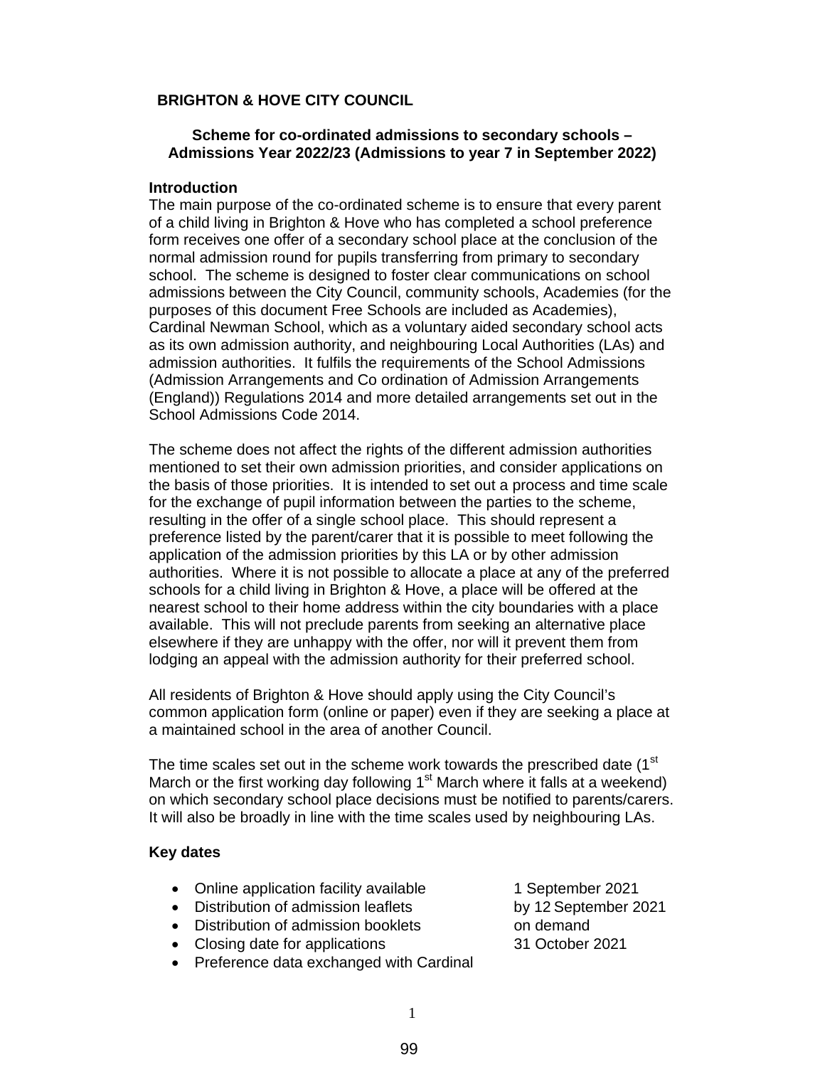**BRIGHTON & HOVE CITY COUNCIL**

**Scheme for co-ordinated admissions to secondary schools – Admissions Year 2022/23 (Admissions to year 7 in September 2022)**

**Introduction**

The main purpose of the co-ordinated scheme is to ensure that every parent of a child living in Brighton & Hove who has completed a school preference form receives one offer of a secondary school place at the conclusion of the normal admission round for pupils transferring from primary to secondary school. The scheme is designed to foster clear communications on school admissions between the City Council, community schools, Academies (for the purposes of this document Free Schools are included as Academies), Cardinal Newman School, which as a voluntary aided secondary school acts as its own admission authority, and neighbouring Local Authorities (LAs) and admission authorities. It fulfils the requirements of the School Admissions (Admission Arrangements and Co ordination of Admission Arrangements (England)) Regulations 2014 and more detailed arrangements set out in the School Admissions Code 2014.

The scheme does not affect the rights of the different admission authorities mentioned to set their own admission priorities, and consider applications on the basis of those priorities. It is intended to set out a process and time scale for the exchange of pupil information between the parties to the scheme, resulting in the offer of a single school place. This should represent a preference listed by the parent/carer that it is possible to meet following the application of the admission priorities by this LA or by other admission authorities. Where it is not possible to allocate a place at any of the preferred schools for a child living in Brighton & Hove, a place will be offered at the nearest school to their home address within the city boundaries with a place available. This will not preclude parents from seeking an alternative place elsewhere if they are unhappy with the offer, nor will it prevent them from lodging an appeal with the admission authority for their preferred school.

All residents of Brighton & Hove should apply using the City Council's common application form (online or paper) even if they are seeking a place at a maintained school in the area of another Council.

The time scales set out in the scheme work towards the prescribed date (1st March or the first working day following 1st March where it falls at a weekend) on which secondary school place decisions must be notified to parents/carers. It will also be broadly in line with the time scales used by neighbouring LAs.

**Key dates**

- Online application facility available — 1 September 2021
- Distribution of admission leaflets — by 12 September 2021
- Distribution of admission booklets — on demand
- Closing date for applications — 31 October 2021
- Preference data exchanged with Cardinal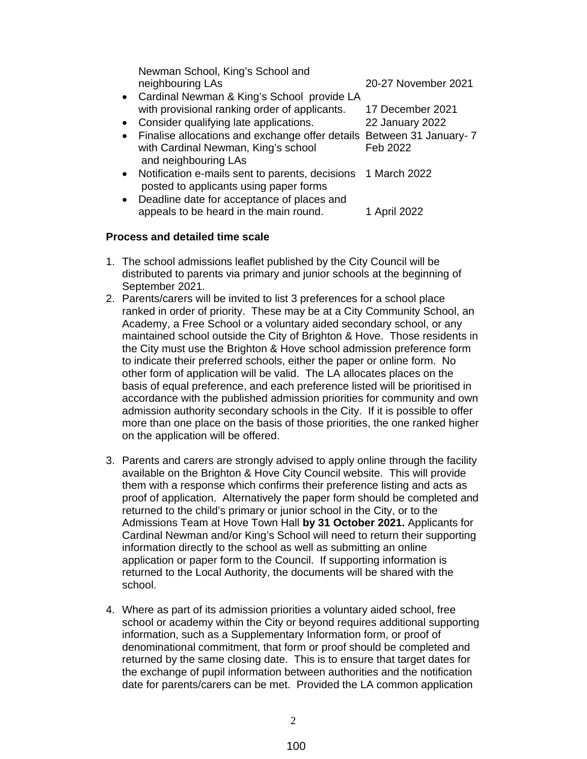- Newman School, King's School and neighbouring LAs — 20-27 November 2021
- Cardinal Newman & King's School provide LA with provisional ranking order of applicants. — 17 December 2021
- Consider qualifying late applications. — 22 January 2022
- Finalise allocations and exchange offer details with Cardinal Newman, King's school and neighbouring LAs — Between 31 January- 7 Feb 2022
- Notification e-mails sent to parents, decisions posted to applicants using paper forms — 1 March 2022
- Deadline date for acceptance of places and appeals to be heard in the main round. — 1 April 2022

**Process and detailed time scale**

1. The school admissions leaflet published by the City Council will be distributed to parents via primary and junior schools at the beginning of September 2021.
2. Parents/carers will be invited to list 3 preferences for a school place ranked in order of priority. These may be at a City Community School, an Academy, a Free School or a voluntary aided secondary school, or any maintained school outside the City of Brighton & Hove. Those residents in the City must use the Brighton & Hove school admission preference form to indicate their preferred schools, either the paper or online form. No other form of application will be valid. The LA allocates places on the basis of equal preference, and each preference listed will be prioritised in accordance with the published admission priorities for community and own admission authority secondary schools in the City. If it is possible to offer more than one place on the basis of those priorities, the one ranked higher on the application will be offered.

3. Parents and carers are strongly advised to apply online through the facility available on the Brighton & Hove City Council website. This will provide them with a response which confirms their preference listing and acts as proof of application. Alternatively the paper form should be completed and returned to the child's primary or junior school in the City, or to the Admissions Team at Hove Town Hall **by 31 October 2021.** Applicants for Cardinal Newman and/or King's School will need to return their supporting information directly to the school as well as submitting an online application or paper form to the Council. If supporting information is returned to the Local Authority, the documents will be shared with the school.

4. Where as part of its admission priorities a voluntary aided school, free school or academy within the City or beyond requires additional supporting information, such as a Supplementary Information form, or proof of denominational commitment, that form or proof should be completed and returned by the same closing date. This is to ensure that target dates for the exchange of pupil information between authorities and the notification date for parents/carers can be met. Provided the LA common application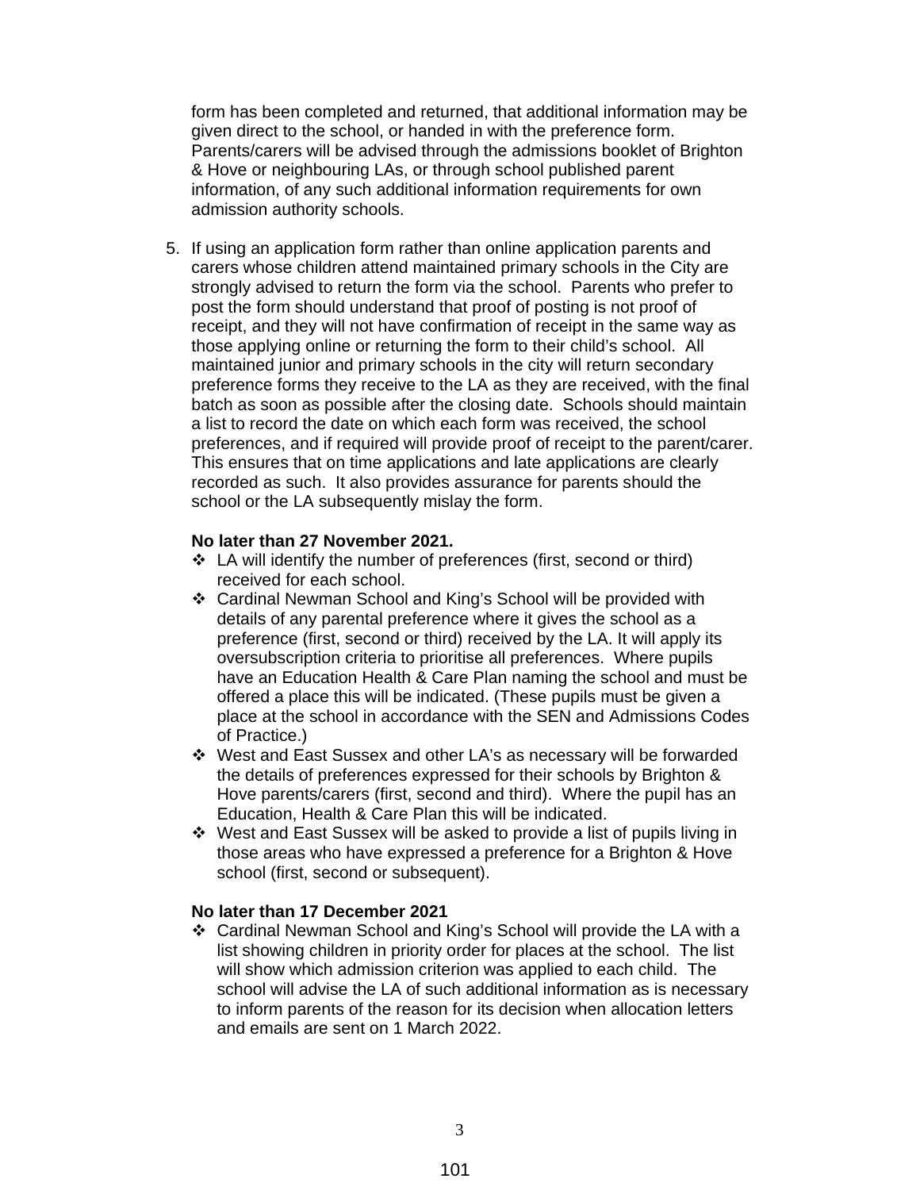form has been completed and returned, that additional information may be given direct to the school, or handed in with the preference form. Parents/carers will be advised through the admissions booklet of Brighton & Hove or neighbouring LAs, or through school published parent information, of any such additional information requirements for own admission authority schools.

5. If using an application form rather than online application parents and carers whose children attend maintained primary schools in the City are strongly advised to return the form via the school. Parents who prefer to post the form should understand that proof of posting is not proof of receipt, and they will not have confirmation of receipt in the same way as those applying online or returning the form to their child's school. All maintained junior and primary schools in the city will return secondary preference forms they receive to the LA as they are received, with the final batch as soon as possible after the closing date. Schools should maintain a list to record the date on which each form was received, the school preferences, and if required will provide proof of receipt to the parent/carer. This ensures that on time applications and late applications are clearly recorded as such. It also provides assurance for parents should the school or the LA subsequently mislay the form.

**No later than 27 November 2021.**

- LA will identify the number of preferences (first, second or third) received for each school.
- Cardinal Newman School and King's School will be provided with details of any parental preference where it gives the school as a preference (first, second or third) received by the LA. It will apply its oversubscription criteria to prioritise all preferences. Where pupils have an Education Health & Care Plan naming the school and must be offered a place this will be indicated. (These pupils must be given a place at the school in accordance with the SEN and Admissions Codes of Practice.)
- West and East Sussex and other LA's as necessary will be forwarded the details of preferences expressed for their schools by Brighton & Hove parents/carers (first, second and third). Where the pupil has an Education, Health & Care Plan this will be indicated.
- West and East Sussex will be asked to provide a list of pupils living in those areas who have expressed a preference for a Brighton & Hove school (first, second or subsequent).

**No later than 17 December 2021**

- Cardinal Newman School and King's School will provide the LA with a list showing children in priority order for places at the school. The list will show which admission criterion was applied to each child. The school will advise the LA of such additional information as is necessary to inform parents of the reason for its decision when allocation letters and emails are sent on 1 March 2022.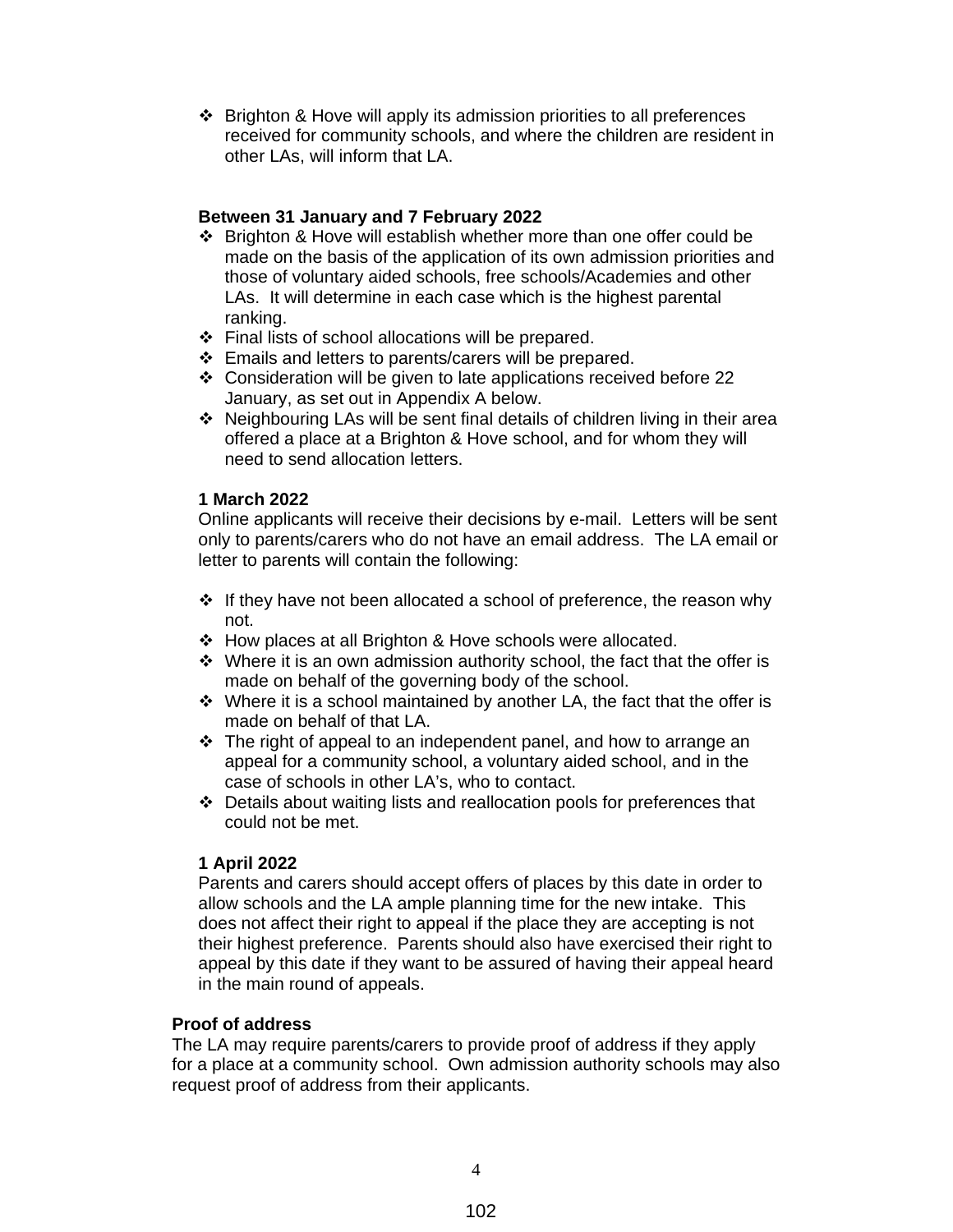- Brighton & Hove will apply its admission priorities to all preferences received for community schools, and where the children are resident in other LAs, will inform that LA.

**Between 31 January and 7 February 2022**

- Brighton & Hove will establish whether more than one offer could be made on the basis of the application of its own admission priorities and those of voluntary aided schools, free schools/Academies and other LAs.  It will determine in each case which is the highest parental ranking.
- Final lists of school allocations will be prepared.
- Emails and letters to parents/carers will be prepared.
- Consideration will be given to late applications received before 22 January, as set out in Appendix A below.
- Neighbouring LAs will be sent final details of children living in their area offered a place at a Brighton & Hove school, and for whom they will need to send allocation letters.

**1 March 2022**

Online applicants will receive their decisions by e-mail.  Letters will be sent only to parents/carers who do not have an email address.  The LA email or letter to parents will contain the following:

- If they have not been allocated a school of preference, the reason why not.
- How places at all Brighton & Hove schools were allocated.
- Where it is an own admission authority school, the fact that the offer is made on behalf of the governing body of the school.
- Where it is a school maintained by another LA, the fact that the offer is made on behalf of that LA.
- The right of appeal to an independent panel, and how to arrange an appeal for a community school, a voluntary aided school, and in the case of schools in other LA's, who to contact.
- Details about waiting lists and reallocation pools for preferences that could not be met.

**1 April 2022**

Parents and carers should accept offers of places by this date in order to allow schools and the LA ample planning time for the new intake.  This does not affect their right to appeal if the place they are accepting is not their highest preference.  Parents should also have exercised their right to appeal by this date if they want to be assured of having their appeal heard in the main round of appeals.

**Proof of address**

The LA may require parents/carers to provide proof of address if they apply for a place at a community school.  Own admission authority schools may also request proof of address from their applicants.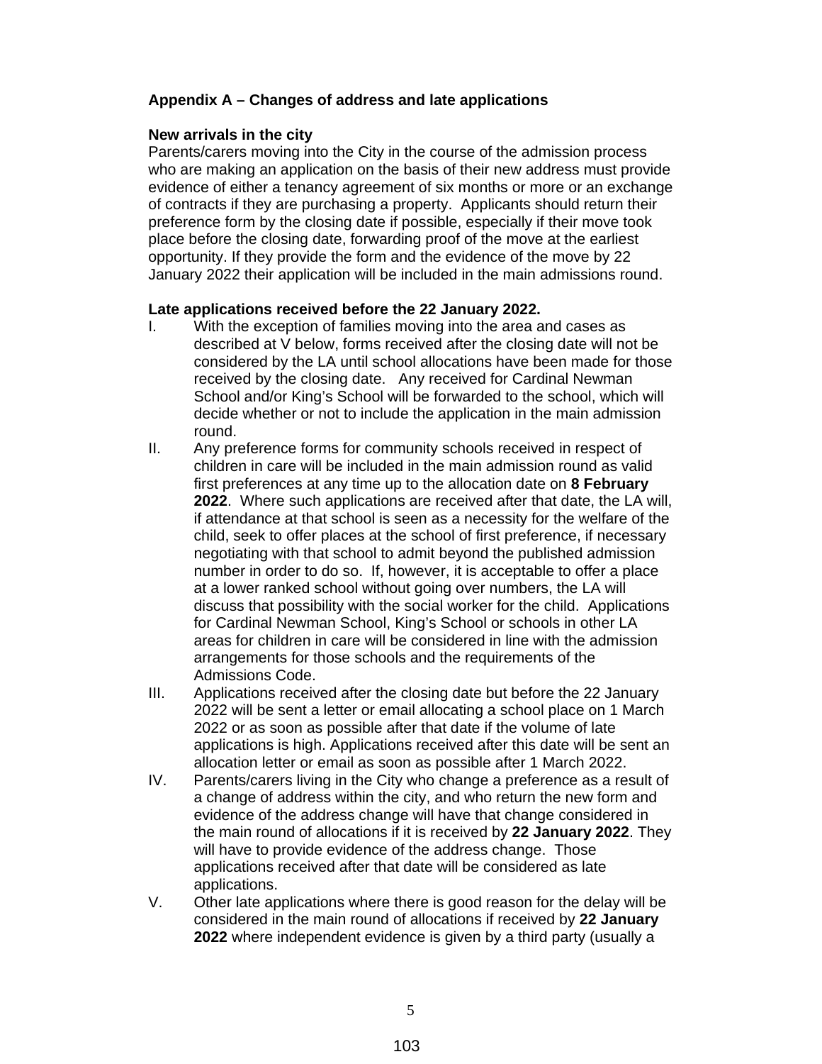**Appendix A – Changes of address and late applications**

**New arrivals in the city**

Parents/carers moving into the City in the course of the admission process who are making an application on the basis of their new address must provide evidence of either a tenancy agreement of six months or more or an exchange of contracts if they are purchasing a property. Applicants should return their preference form by the closing date if possible, especially if their move took place before the closing date, forwarding proof of the move at the earliest opportunity. If they provide the form and the evidence of the move by 22 January 2022 their application will be included in the main admissions round.

**Late applications received before the 22 January 2022.**

I. With the exception of families moving into the area and cases as described at V below, forms received after the closing date will not be considered by the LA until school allocations have been made for those received by the closing date. Any received for Cardinal Newman School and/or King's School will be forwarded to the school, which will decide whether or not to include the application in the main admission round.

II. Any preference forms for community schools received in respect of children in care will be included in the main admission round as valid first preferences at any time up to the allocation date on **8 February 2022**. Where such applications are received after that date, the LA will, if attendance at that school is seen as a necessity for the welfare of the child, seek to offer places at the school of first preference, if necessary negotiating with that school to admit beyond the published admission number in order to do so. If, however, it is acceptable to offer a place at a lower ranked school without going over numbers, the LA will discuss that possibility with the social worker for the child. Applications for Cardinal Newman School, King's School or schools in other LA areas for children in care will be considered in line with the admission arrangements for those schools and the requirements of the Admissions Code.

III. Applications received after the closing date but before the 22 January 2022 will be sent a letter or email allocating a school place on 1 March 2022 or as soon as possible after that date if the volume of late applications is high. Applications received after this date will be sent an allocation letter or email as soon as possible after 1 March 2022.

IV. Parents/carers living in the City who change a preference as a result of a change of address within the city, and who return the new form and evidence of the address change will have that change considered in the main round of allocations if it is received by **22 January 2022**. They will have to provide evidence of the address change. Those applications received after that date will be considered as late applications.

V. Other late applications where there is good reason for the delay will be considered in the main round of allocations if received by **22 January 2022** where independent evidence is given by a third party (usually a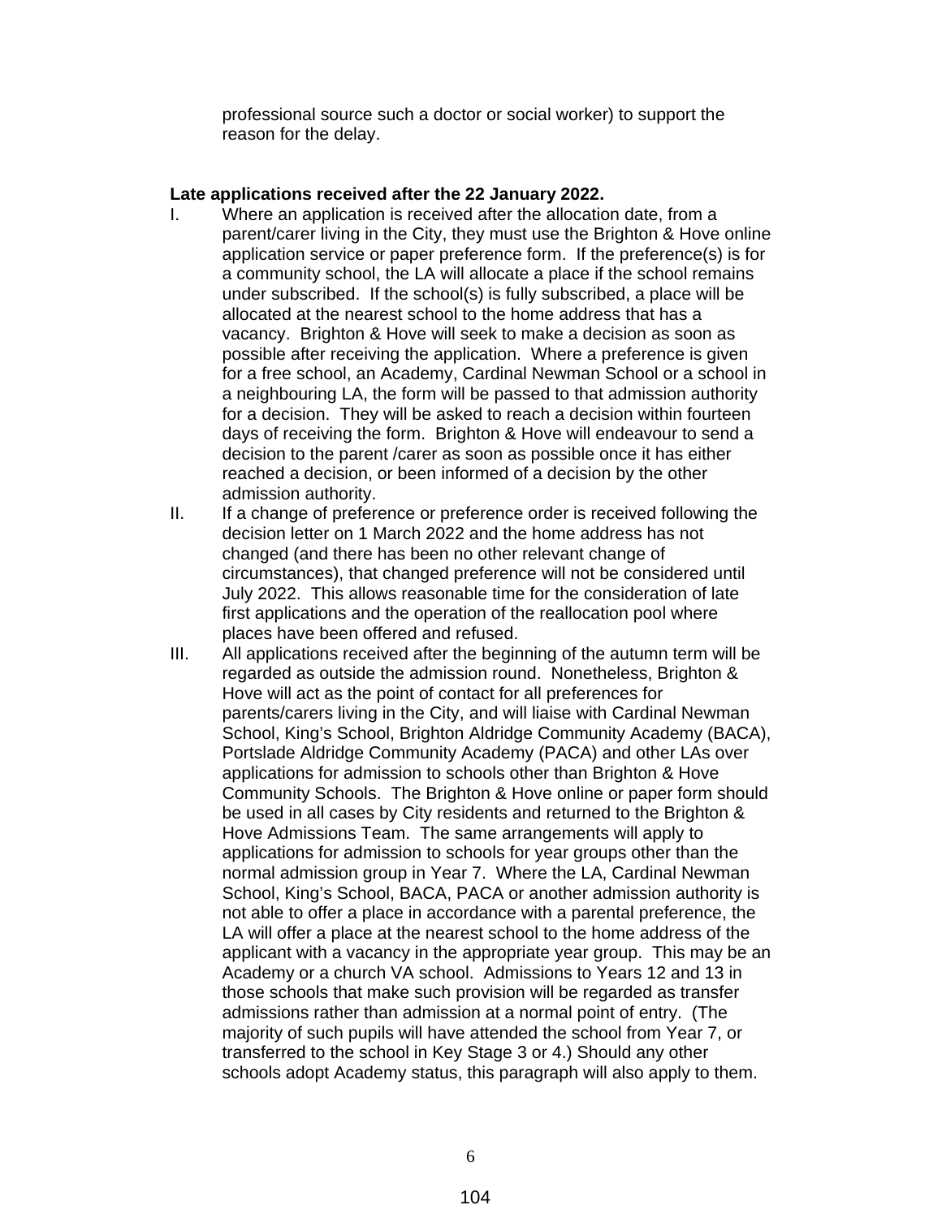professional source such a doctor or social worker) to support the reason for the delay.

**Late applications received after the 22 January 2022.**

I. Where an application is received after the allocation date, from a parent/carer living in the City, they must use the Brighton & Hove online application service or paper preference form. If the preference(s) is for a community school, the LA will allocate a place if the school remains under subscribed. If the school(s) is fully subscribed, a place will be allocated at the nearest school to the home address that has a vacancy. Brighton & Hove will seek to make a decision as soon as possible after receiving the application. Where a preference is given for a free school, an Academy, Cardinal Newman School or a school in a neighbouring LA, the form will be passed to that admission authority for a decision. They will be asked to reach a decision within fourteen days of receiving the form. Brighton & Hove will endeavour to send a decision to the parent /carer as soon as possible once it has either reached a decision, or been informed of a decision by the other admission authority.

II. If a change of preference or preference order is received following the decision letter on 1 March 2022 and the home address has not changed (and there has been no other relevant change of circumstances), that changed preference will not be considered until July 2022. This allows reasonable time for the consideration of late first applications and the operation of the reallocation pool where places have been offered and refused.

III. All applications received after the beginning of the autumn term will be regarded as outside the admission round. Nonetheless, Brighton & Hove will act as the point of contact for all preferences for parents/carers living in the City, and will liaise with Cardinal Newman School, King's School, Brighton Aldridge Community Academy (BACA), Portslade Aldridge Community Academy (PACA) and other LAs over applications for admission to schools other than Brighton & Hove Community Schools. The Brighton & Hove online or paper form should be used in all cases by City residents and returned to the Brighton & Hove Admissions Team. The same arrangements will apply to applications for admission to schools for year groups other than the normal admission group in Year 7. Where the LA, Cardinal Newman School, King's School, BACA, PACA or another admission authority is not able to offer a place in accordance with a parental preference, the LA will offer a place at the nearest school to the home address of the applicant with a vacancy in the appropriate year group. This may be an Academy or a church VA school. Admissions to Years 12 and 13 in those schools that make such provision will be regarded as transfer admissions rather than admission at a normal point of entry. (The majority of such pupils will have attended the school from Year 7, or transferred to the school in Key Stage 3 or 4.) Should any other schools adopt Academy status, this paragraph will also apply to them.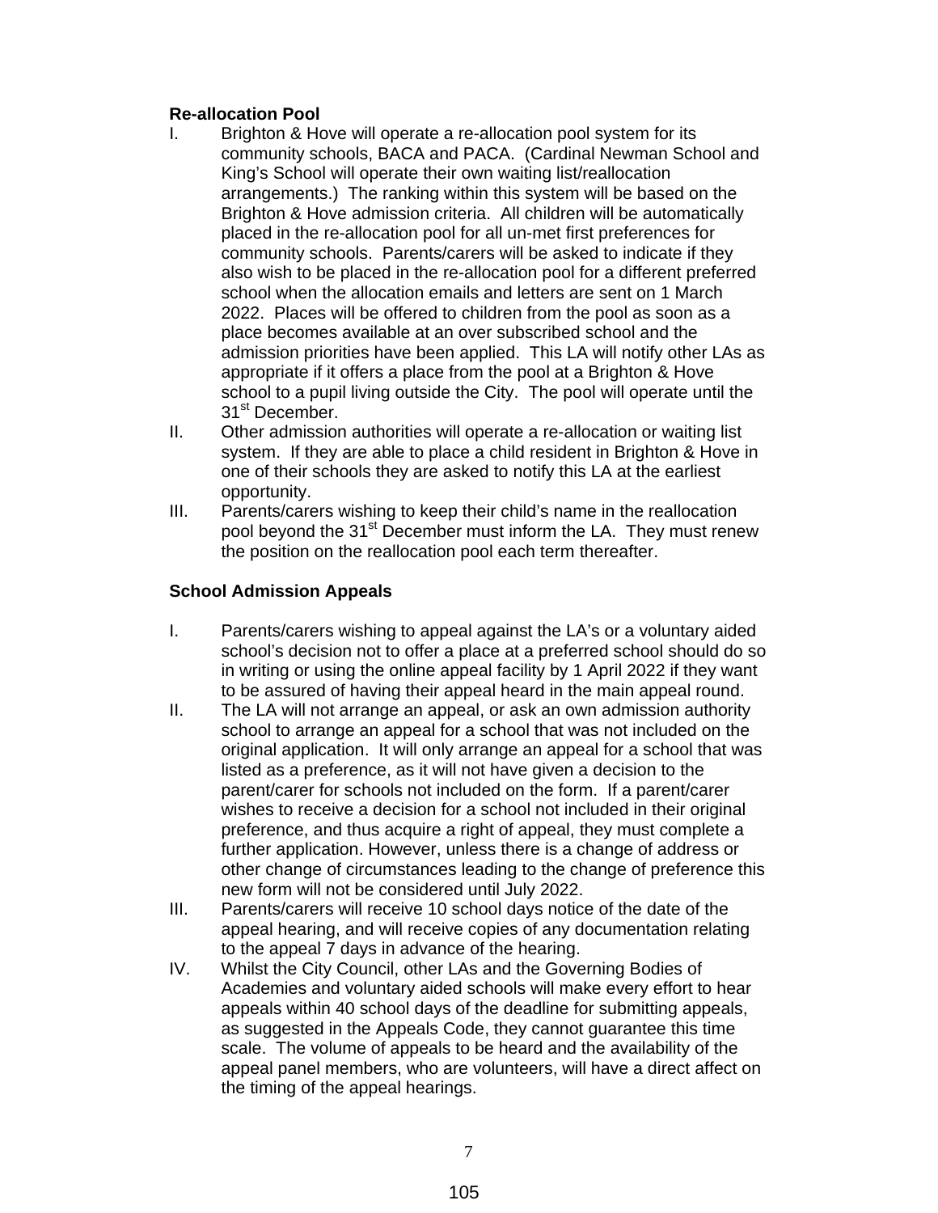**Re-allocation Pool**

I. Brighton & Hove will operate a re-allocation pool system for its community schools, BACA and PACA. (Cardinal Newman School and King's School will operate their own waiting list/reallocation arrangements.) The ranking within this system will be based on the Brighton & Hove admission criteria. All children will be automatically placed in the re-allocation pool for all un-met first preferences for community schools. Parents/carers will be asked to indicate if they also wish to be placed in the re-allocation pool for a different preferred school when the allocation emails and letters are sent on 1 March 2022. Places will be offered to children from the pool as soon as a place becomes available at an over subscribed school and the admission priorities have been applied. This LA will notify other LAs as appropriate if it offers a place from the pool at a Brighton & Hove school to a pupil living outside the City. The pool will operate until the 31st December.

II. Other admission authorities will operate a re-allocation or waiting list system. If they are able to place a child resident in Brighton & Hove in one of their schools they are asked to notify this LA at the earliest opportunity.

III. Parents/carers wishing to keep their child's name in the reallocation pool beyond the 31st December must inform the LA. They must renew the position on the reallocation pool each term thereafter.

**School Admission Appeals**

I. Parents/carers wishing to appeal against the LA's or a voluntary aided school's decision not to offer a place at a preferred school should do so in writing or using the online appeal facility by 1 April 2022 if they want to be assured of having their appeal heard in the main appeal round.

II. The LA will not arrange an appeal, or ask an own admission authority school to arrange an appeal for a school that was not included on the original application. It will only arrange an appeal for a school that was listed as a preference, as it will not have given a decision to the parent/carer for schools not included on the form. If a parent/carer wishes to receive a decision for a school not included in their original preference, and thus acquire a right of appeal, they must complete a further application. However, unless there is a change of address or other change of circumstances leading to the change of preference this new form will not be considered until July 2022.

III. Parents/carers will receive 10 school days notice of the date of the appeal hearing, and will receive copies of any documentation relating to the appeal 7 days in advance of the hearing.

IV. Whilst the City Council, other LAs and the Governing Bodies of Academies and voluntary aided schools will make every effort to hear appeals within 40 school days of the deadline for submitting appeals, as suggested in the Appeals Code, they cannot guarantee this time scale. The volume of appeals to be heard and the availability of the appeal panel members, who are volunteers, will have a direct affect on the timing of the appeal hearings.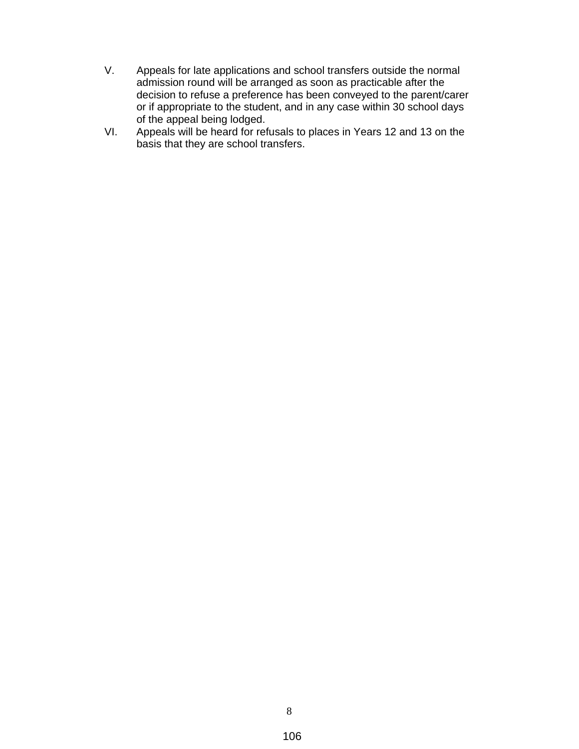V. Appeals for late applications and school transfers outside the normal admission round will be arranged as soon as practicable after the decision to refuse a preference has been conveyed to the parent/carer or if appropriate to the student, and in any case within 30 school days of the appeal being lodged.

VI. Appeals will be heard for refusals to places in Years 12 and 13 on the basis that they are school transfers.